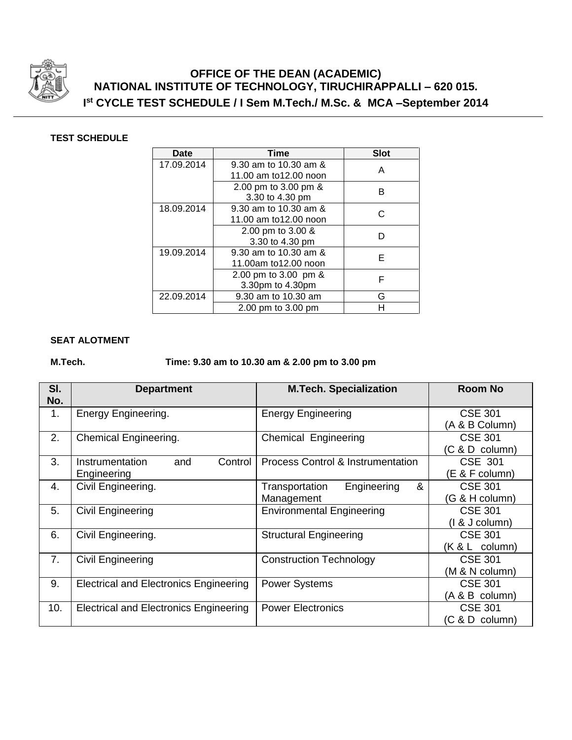# OFFICE OF THE DEAN (ACADEMIC)
## NATIONAL INSTITUTE OF TECHNOLOGY, TIRUCHIRAPPALLI – 620 015.
### I[st] CYCLE TEST SCHEDULE / I Sem M.Tech./ M.Sc. & MCA –September 2014

**TEST SCHEDULE**

| Date | Time | Slot |
|---|---|---|
| 17.09.2014 | 9.30 am to 10.30 am & 11.00 am to12.00 noon | A |
| | 2.00 pm to 3.00 pm & 3.30 to 4.30 pm | B |
| 18.09.2014 | 9.30 am to 10.30 am & 11.00 am to12.00 noon | C |
| | 2.00 pm to 3.00 & 3.30 to 4.30 pm | D |
| 19.09.2014 | 9.30 am to 10.30 am & 11.00am to12.00 noon | E |
| | 2.00 pm to 3.00 pm & 3.30pm to 4.30pm | F |
| 22.09.2014 | 9.30 am to 10.30 am | G |
| | 2.00 pm to 3.00 pm | H |

**SEAT ALOTMENT**

**M.Tech.** **Time: 9.30 am to 10.30 am & 2.00 pm to 3.00 pm**

| Sl. No. | Department | M.Tech. Specialization | Room No |
|---|---|---|---|
| 1. | Energy Engineering. | Energy Engineering | CSE 301 (A & B Column) |
| 2. | Chemical Engineering. | Chemical Engineering | CSE 301 (C & D column) |
| 3. | Instrumentation and Control Engineering | Process Control & Instrumentation | CSE 301 (E & F column) |
| 4. | Civil Engineering. | Transportation Engineering & Management | CSE 301 (G & H column) |
| 5. | Civil Engineering | Environmental Engineering | CSE 301 (I & J column) |
| 6. | Civil Engineering. | Structural Engineering | CSE 301 (K & L column) |
| 7. | Civil Engineering | Construction Technology | CSE 301 (M & N column) |
| 9. | Electrical and Electronics Engineering | Power Systems | CSE 301 (A & B column) |
| 10. | Electrical and Electronics Engineering | Power Electronics | CSE 301 (C & D column) |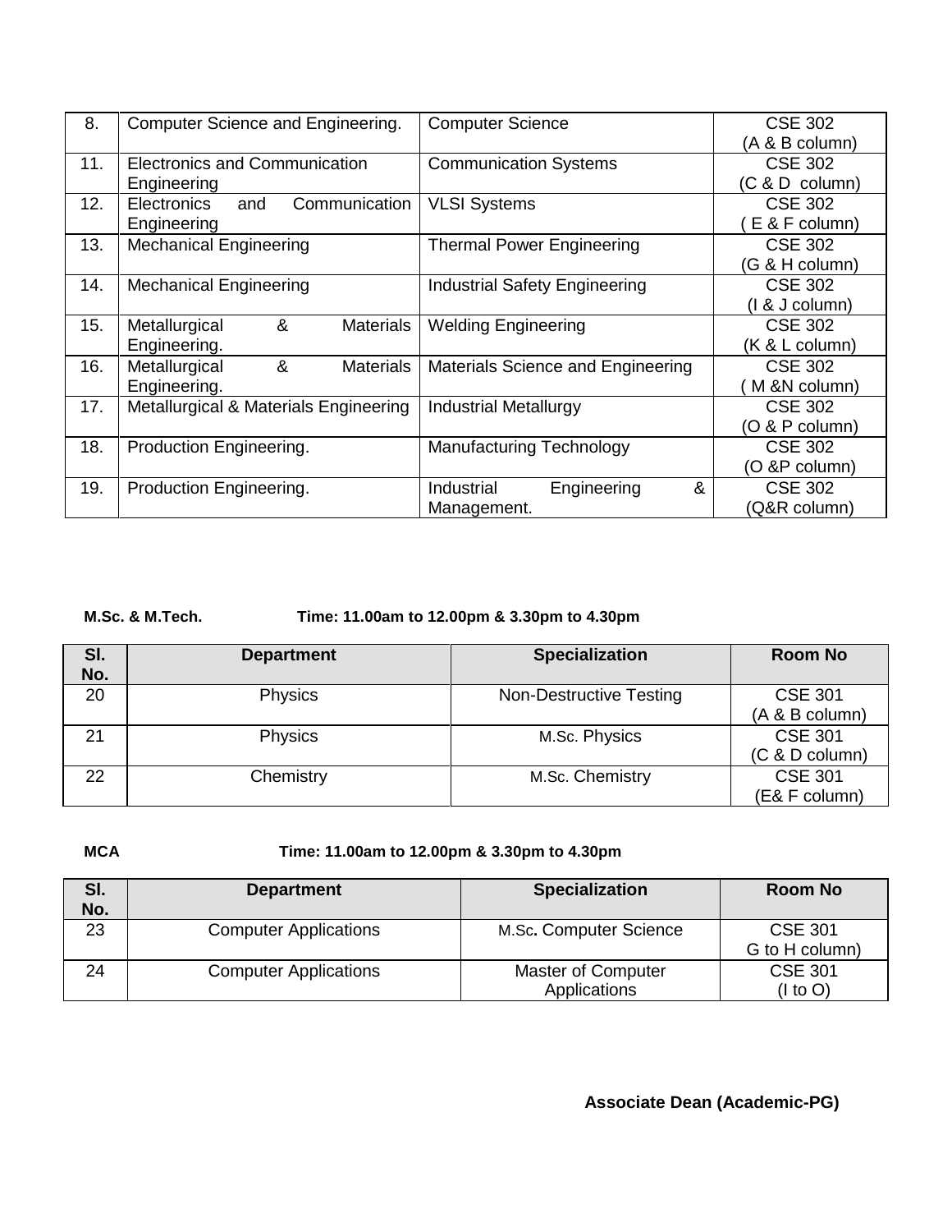| | | | |
|---|---|---|---|
| 8. | Computer Science and Engineering. | Computer Science | CSE 302 (A & B column) |
| 11. | Electronics and Communication Engineering | Communication Systems | CSE 302 (C & D column) |
| 12. | Electronics and Communication Engineering | VLSI Systems | CSE 302 ( E & F column) |
| 13. | Mechanical Engineering | Thermal Power Engineering | CSE 302 (G & H column) |
| 14. | Mechanical Engineering | Industrial Safety Engineering | CSE 302 (I & J column) |
| 15. | Metallurgical & Materials Engineering. | Welding Engineering | CSE 302 (K & L column) |
| 16. | Metallurgical & Materials Engineering. | Materials Science and Engineering | CSE 302 ( M &N column) |
| 17. | Metallurgical & Materials Engineering | Industrial Metallurgy | CSE 302 (O & P column) |
| 18. | Production Engineering. | Manufacturing Technology | CSE 302 (O &P column) |
| 19. | Production Engineering. | Industrial Engineering & Management. | CSE 302 (Q&R column) |

**M.Sc. & M.Tech.** **Time: 11.00am to 12.00pm & 3.30pm to 4.30pm**

| Sl. No. | Department | Specialization | Room No |
|---|---|---|---|
| 20 | Physics | Non-Destructive Testing | CSE 301 (A & B column) |
| 21 | Physics | M.Sc. Physics | CSE 301 (C & D column) |
| 22 | Chemistry | M.Sc. Chemistry | CSE 301 (E& F column) |

**MCA** **Time: 11.00am to 12.00pm & 3.30pm to 4.30pm**

| Sl. No. | Department | Specialization | Room No |
|---|---|---|---|
| 23 | Computer Applications | M.Sc. Computer Science | CSE 301 G to H column) |
| 24 | Computer Applications | Master of Computer Applications | CSE 301 (I to O) |

**Associate Dean (Academic-PG)**